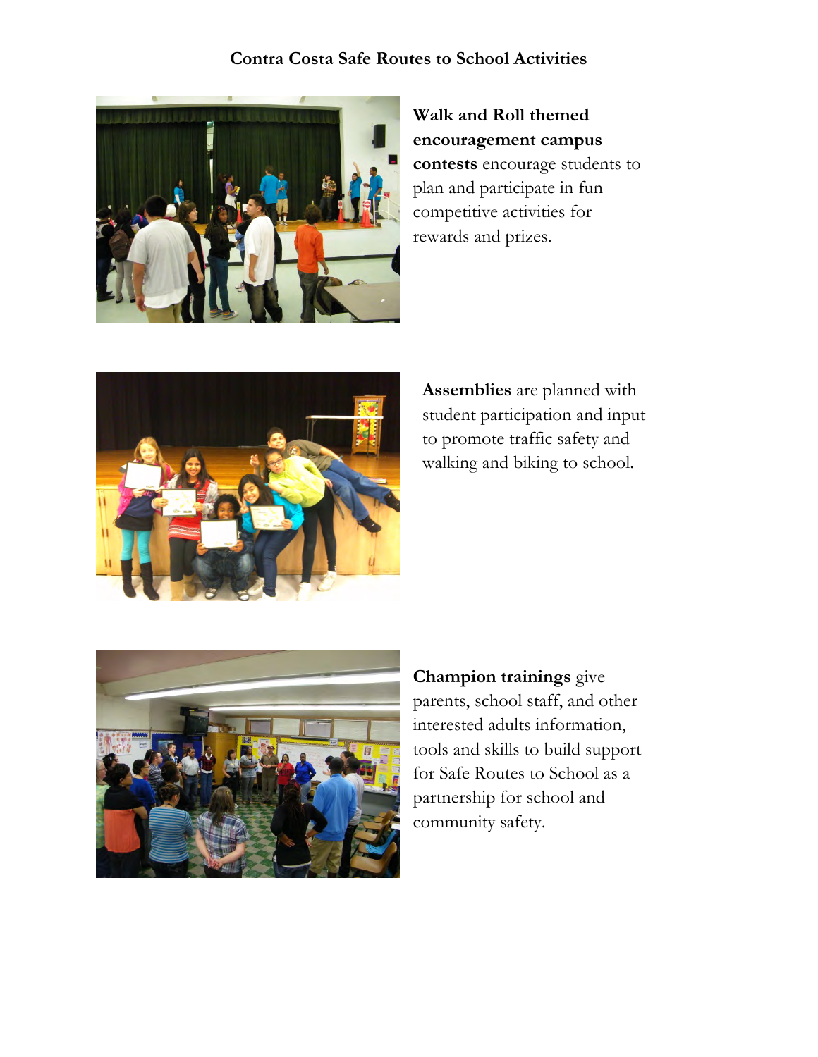# Contra Costa Safe Routes to School Activities

**Walk and Roll themed encouragement campus contests** encourage students to plan and participate in fun competitive activities for rewards and prizes.

**Assemblies** are planned with student participation and input to promote traffic safety and walking and biking to school.

**Champion trainings** give parents, school staff, and other interested adults information, tools and skills to build support for Safe Routes to School as a partnership for school and community safety.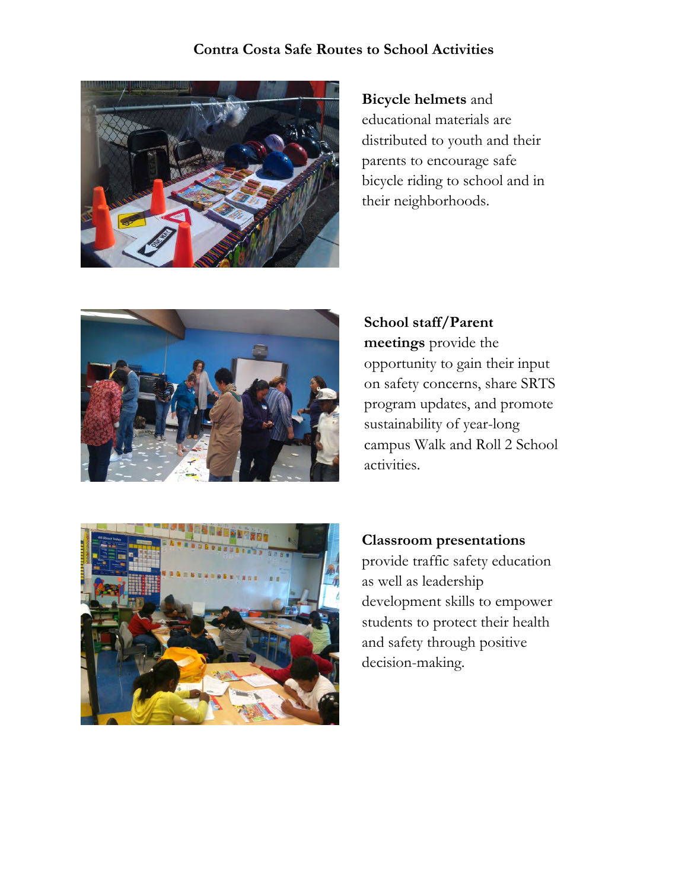**Contra Costa Safe Routes to School Activities**

**Bicycle helmets** and educational materials are distributed to youth and their parents to encourage safe bicycle riding to school and in their neighborhoods.

**School staff/Parent meetings** provide the opportunity to gain their input on safety concerns, share SRTS program updates, and promote sustainability of year-long campus Walk and Roll 2 School activities.

**Classroom presentations** provide traffic safety education as well as leadership development skills to empower students to protect their health and safety through positive decision-making.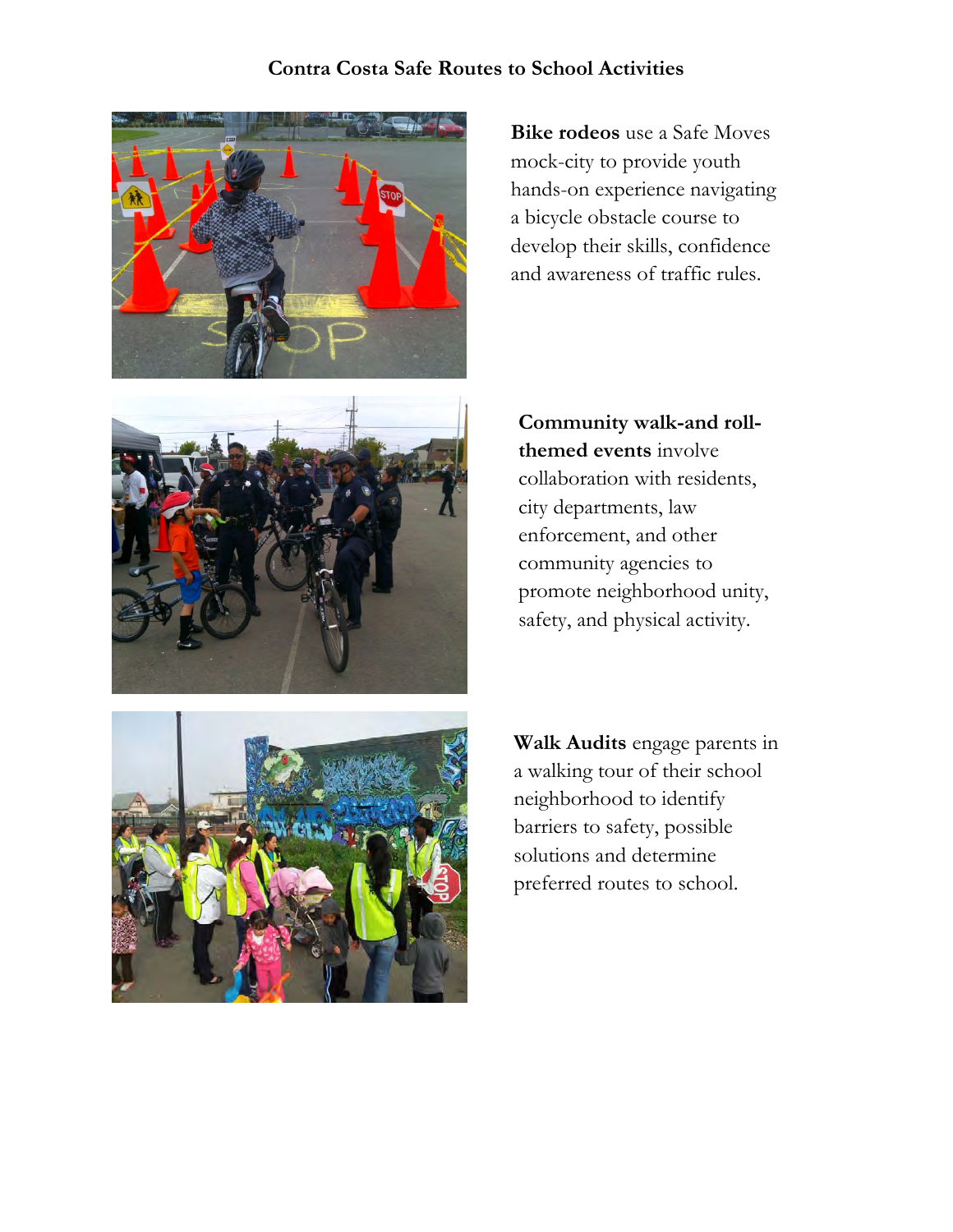# Contra Costa Safe Routes to School Activities

**Bike rodeos** use a Safe Moves mock-city to provide youth hands-on experience navigating a bicycle obstacle course to develop their skills, confidence and awareness of traffic rules.

**Community walk-and roll-themed events** involve collaboration with residents, city departments, law enforcement, and other community agencies to promote neighborhood unity, safety, and physical activity.

**Walk Audits** engage parents in a walking tour of their school neighborhood to identify barriers to safety, possible solutions and determine preferred routes to school.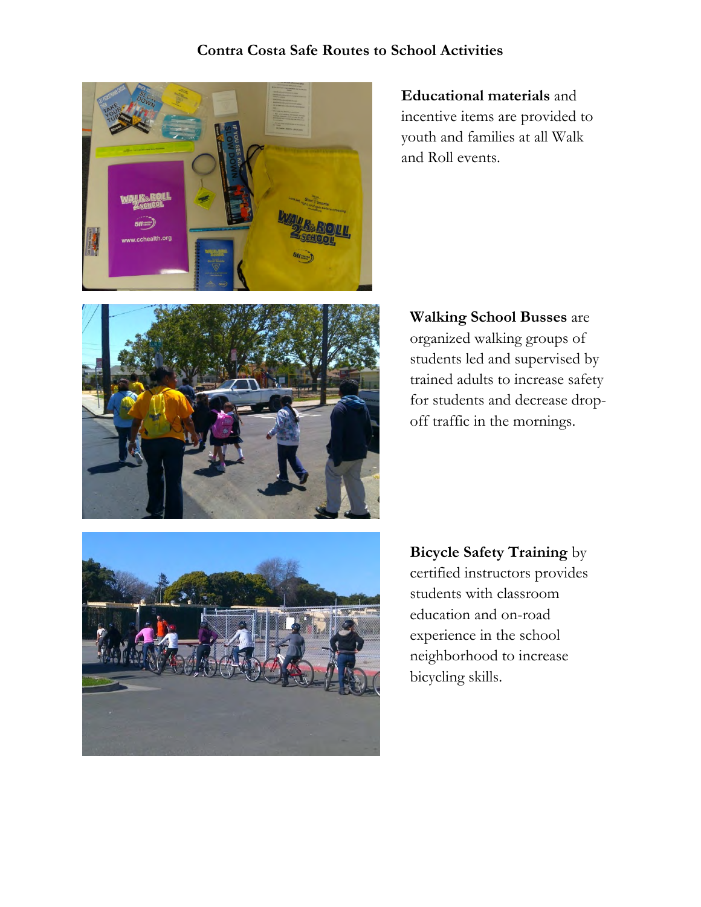**Contra Costa Safe Routes to School Activities**

**Educational materials** and incentive items are provided to youth and families at all Walk and Roll events.

**Walking School Busses** are organized walking groups of students led and supervised by trained adults to increase safety for students and decrease drop-off traffic in the mornings.

**Bicycle Safety Training** by certified instructors provides students with classroom education and on-road experience in the school neighborhood to increase bicycling skills.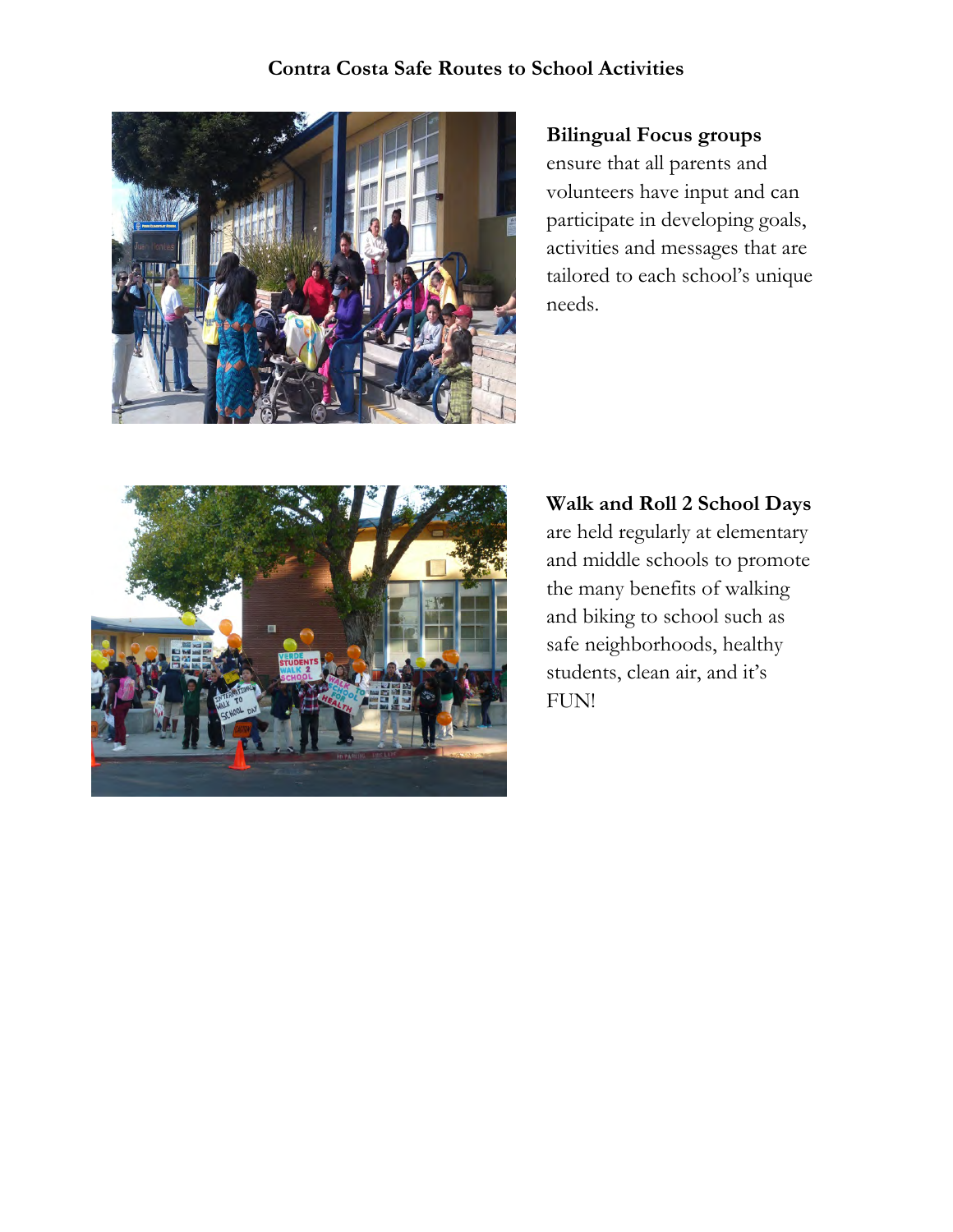**Contra Costa Safe Routes to School Activities**

**Bilingual Focus groups** ensure that all parents and volunteers have input and can participate in developing goals, activities and messages that are tailored to each school's unique needs.

**Walk and Roll 2 School Days** are held regularly at elementary and middle schools to promote the many benefits of walking and biking to school such as safe neighborhoods, healthy students, clean air, and it's FUN!